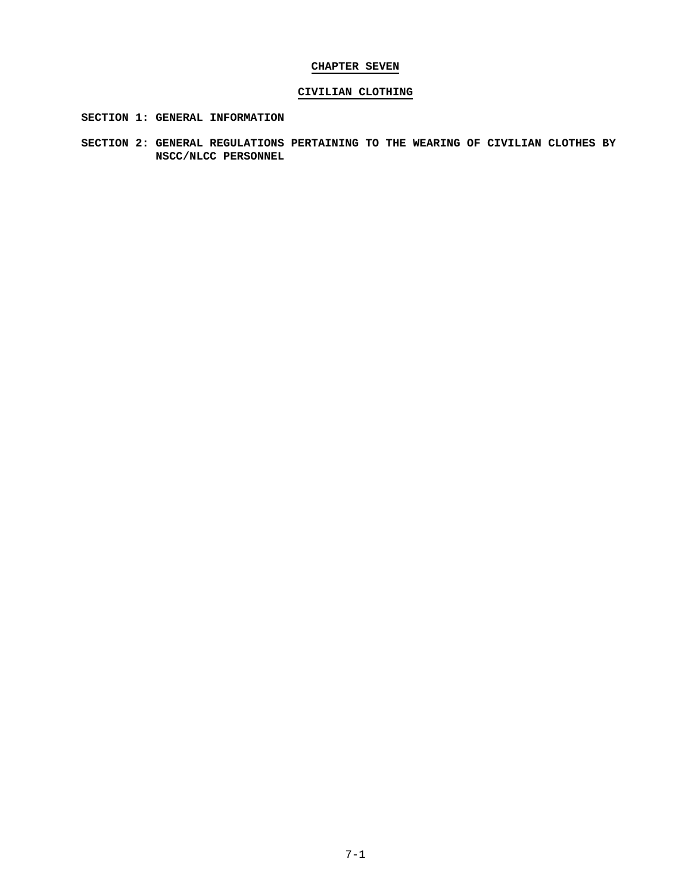# CHAPTER SEVEN

## CIVILIAN CLOTHING

**SECTION 1: GENERAL INFORMATION**

**SECTION 2: GENERAL REGULATIONS PERTAINING TO THE WEARING OF CIVILIAN CLOTHES BY NSCC/NLCC PERSONNEL**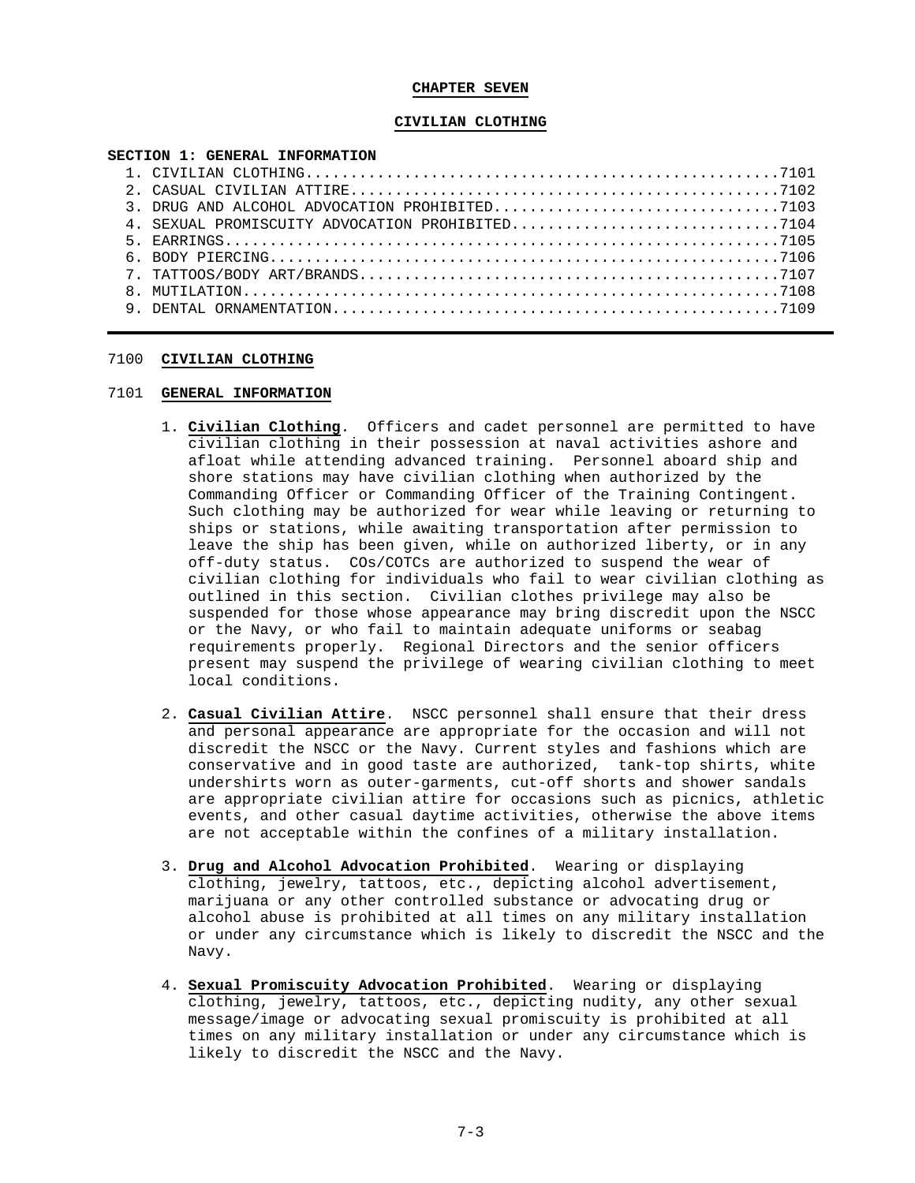**CHAPTER SEVEN**

**CIVILIAN CLOTHING**

**SECTION 1: GENERAL INFORMATION**

1. CIVILIAN CLOTHING....................................................7101
2. CASUAL CIVILIAN ATTIRE...............................................7102
3. DRUG AND ALCOHOL ADVOCATION PROHIBITED...............................7103
4. SEXUAL PROMISCUITY ADVOCATION PROHIBITED............................7104
5. EARRINGS.............................................................7105
6. BODY PIERCING........................................................7106
7. TATTOOS/BODY ART/BRANDS..............................................7107
8. MUTILATION...........................................................7108
9. DENTAL ORNAMENTATION.................................................7109

---

7100 **CIVILIAN CLOTHING**

7101 **GENERAL INFORMATION**

1. **Civilian Clothing**. Officers and cadet personnel are permitted to have civilian clothing in their possession at naval activities ashore and afloat while attending advanced training. Personnel aboard ship and shore stations may have civilian clothing when authorized by the Commanding Officer or Commanding Officer of the Training Contingent. Such clothing may be authorized for wear while leaving or returning to ships or stations, while awaiting transportation after permission to leave the ship has been given, while on authorized liberty, or in any off-duty status. COs/COTCs are authorized to suspend the wear of civilian clothing for individuals who fail to wear civilian clothing as outlined in this section. Civilian clothes privilege may also be suspended for those whose appearance may bring discredit upon the NSCC or the Navy, or who fail to maintain adequate uniforms or seabag requirements properly. Regional Directors and the senior officers present may suspend the privilege of wearing civilian clothing to meet local conditions.

2. **Casual Civilian Attire**. NSCC personnel shall ensure that their dress and personal appearance are appropriate for the occasion and will not discredit the NSCC or the Navy. Current styles and fashions which are conservative and in good taste are authorized, tank-top shirts, white undershirts worn as outer-garments, cut-off shorts and shower sandals are appropriate civilian attire for occasions such as picnics, athletic events, and other casual daytime activities, otherwise the above items are not acceptable within the confines of a military installation.

3. **Drug and Alcohol Advocation Prohibited**. Wearing or displaying clothing, jewelry, tattoos, etc., depicting alcohol advertisement, marijuana or any other controlled substance or advocating drug or alcohol abuse is prohibited at all times on any military installation or under any circumstance which is likely to discredit the NSCC and the Navy.

4. **Sexual Promiscuity Advocation Prohibited**. Wearing or displaying clothing, jewelry, tattoos, etc., depicting nudity, any other sexual message/image or advocating sexual promiscuity is prohibited at all times on any military installation or under any circumstance which is likely to discredit the NSCC and the Navy.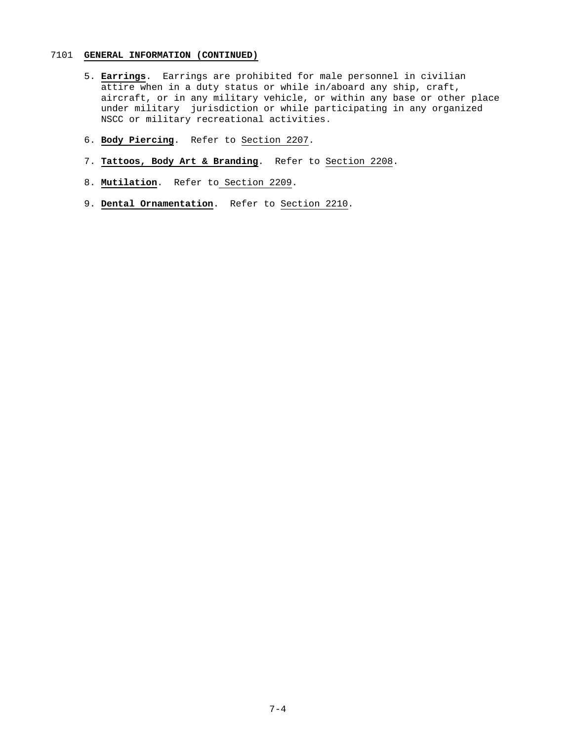## 7101 **GENERAL INFORMATION (CONTINUED)**

5. **Earrings**. Earrings are prohibited for male personnel in civilian attire when in a duty status or while in/aboard any ship, craft, aircraft, or in any military vehicle, or within any base or other place under military jurisdiction or while participating in any organized NSCC or military recreational activities.

6. **Body Piercing**. Refer to Section 2207.

7. **Tattoos, Body Art & Branding**. Refer to Section 2208.

8. **Mutilation**. Refer to Section 2209.

9. **Dental Ornamentation**. Refer to Section 2210.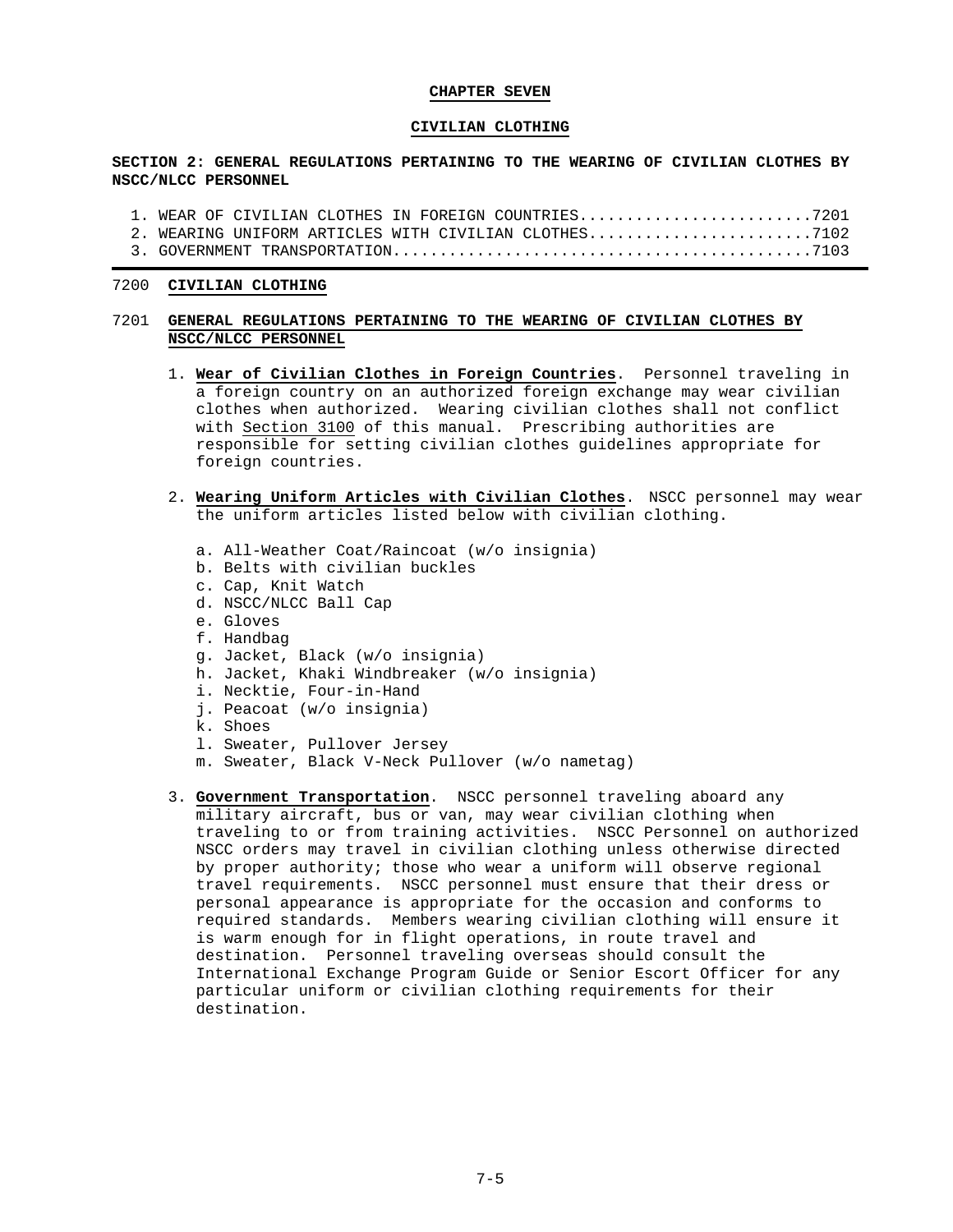# CHAPTER SEVEN

## CIVILIAN CLOTHING

**SECTION 2: GENERAL REGULATIONS PERTAINING TO THE WEARING OF CIVILIAN CLOTHES BY NSCC/NLCC PERSONNEL**

1. WEAR OF CIVILIAN CLOTHES IN FOREIGN COUNTRIES.........................7201
2. WEARING UNIFORM ARTICLES WITH CIVILIAN CLOTHES........................7102
3. GOVERNMENT TRANSPORTATION............................................7103

---

7200 **CIVILIAN CLOTHING**

7201 **GENERAL REGULATIONS PERTAINING TO THE WEARING OF CIVILIAN CLOTHES BY NSCC/NLCC PERSONNEL**

1. **Wear of Civilian Clothes in Foreign Countries**. Personnel traveling in a foreign country on an authorized foreign exchange may wear civilian clothes when authorized. Wearing civilian clothes shall not conflict with Section 3100 of this manual. Prescribing authorities are responsible for setting civilian clothes guidelines appropriate for foreign countries.

2. **Wearing Uniform Articles with Civilian Clothes**. NSCC personnel may wear the uniform articles listed below with civilian clothing.

   a. All-Weather Coat/Raincoat (w/o insignia)
   b. Belts with civilian buckles
   c. Cap, Knit Watch
   d. NSCC/NLCC Ball Cap
   e. Gloves
   f. Handbag
   g. Jacket, Black (w/o insignia)
   h. Jacket, Khaki Windbreaker (w/o insignia)
   i. Necktie, Four-in-Hand
   j. Peacoat (w/o insignia)
   k. Shoes
   l. Sweater, Pullover Jersey
   m. Sweater, Black V-Neck Pullover (w/o nametag)

3. **Government Transportation**. NSCC personnel traveling aboard any military aircraft, bus or van, may wear civilian clothing when traveling to or from training activities. NSCC Personnel on authorized NSCC orders may travel in civilian clothing unless otherwise directed by proper authority; those who wear a uniform will observe regional travel requirements. NSCC personnel must ensure that their dress or personal appearance is appropriate for the occasion and conforms to required standards. Members wearing civilian clothing will ensure it is warm enough for in flight operations, in route travel and destination. Personnel traveling overseas should consult the International Exchange Program Guide or Senior Escort Officer for any particular uniform or civilian clothing requirements for their destination.